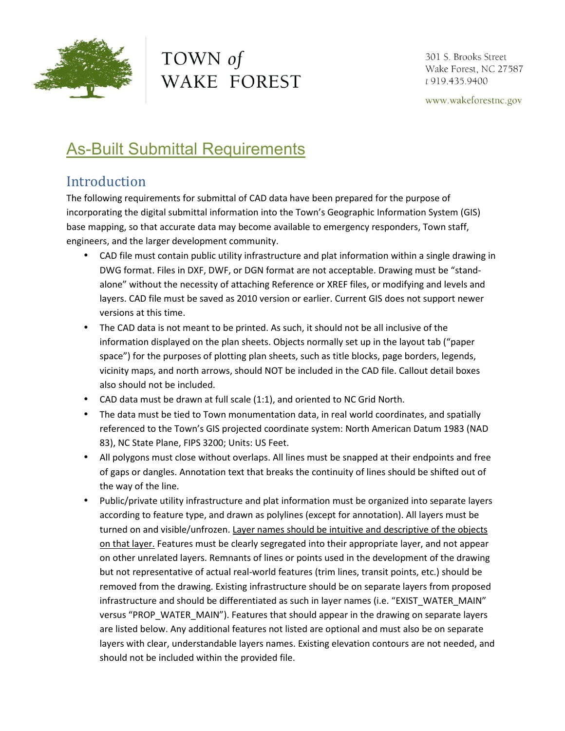TOWN *of* WAKE FOREST

301 S. Brooks Street
Wake Forest, NC 27587
t 919.435.9400

www.wakeforestnc.gov

# As-Built Submittal Requirements

## Introduction

The following requirements for submittal of CAD data have been prepared for the purpose of incorporating the digital submittal information into the Town's Geographic Information System (GIS) base mapping, so that accurate data may become available to emergency responders, Town staff, engineers, and the larger development community.

- CAD file must contain public utility infrastructure and plat information within a single drawing in DWG format. Files in DXF, DWF, or DGN format are not acceptable. Drawing must be "stand-alone" without the necessity of attaching Reference or XREF files, or modifying and levels and layers. CAD file must be saved as 2010 version or earlier. Current GIS does not support newer versions at this time.
- The CAD data is not meant to be printed. As such, it should not be all inclusive of the information displayed on the plan sheets. Objects normally set up in the layout tab ("paper space") for the purposes of plotting plan sheets, such as title blocks, page borders, legends, vicinity maps, and north arrows, should NOT be included in the CAD file. Callout detail boxes also should not be included.
- CAD data must be drawn at full scale (1:1), and oriented to NC Grid North.
- The data must be tied to Town monumentation data, in real world coordinates, and spatially referenced to the Town's GIS projected coordinate system: North American Datum 1983 (NAD 83), NC State Plane, FIPS 3200; Units: US Feet.
- All polygons must close without overlaps. All lines must be snapped at their endpoints and free of gaps or dangles. Annotation text that breaks the continuity of lines should be shifted out of the way of the line.
- Public/private utility infrastructure and plat information must be organized into separate layers according to feature type, and drawn as polylines (except for annotation). All layers must be turned on and visible/unfrozen. Layer names should be intuitive and descriptive of the objects on that layer. Features must be clearly segregated into their appropriate layer, and not appear on other unrelated layers. Remnants of lines or points used in the development of the drawing but not representative of actual real-world features (trim lines, transit points, etc.) should be removed from the drawing. Existing infrastructure should be on separate layers from proposed infrastructure and should be differentiated as such in layer names (i.e. "EXIST_WATER_MAIN" versus "PROP_WATER_MAIN"). Features that should appear in the drawing on separate layers are listed below. Any additional features not listed are optional and must also be on separate layers with clear, understandable layers names. Existing elevation contours are not needed, and should not be included within the provided file.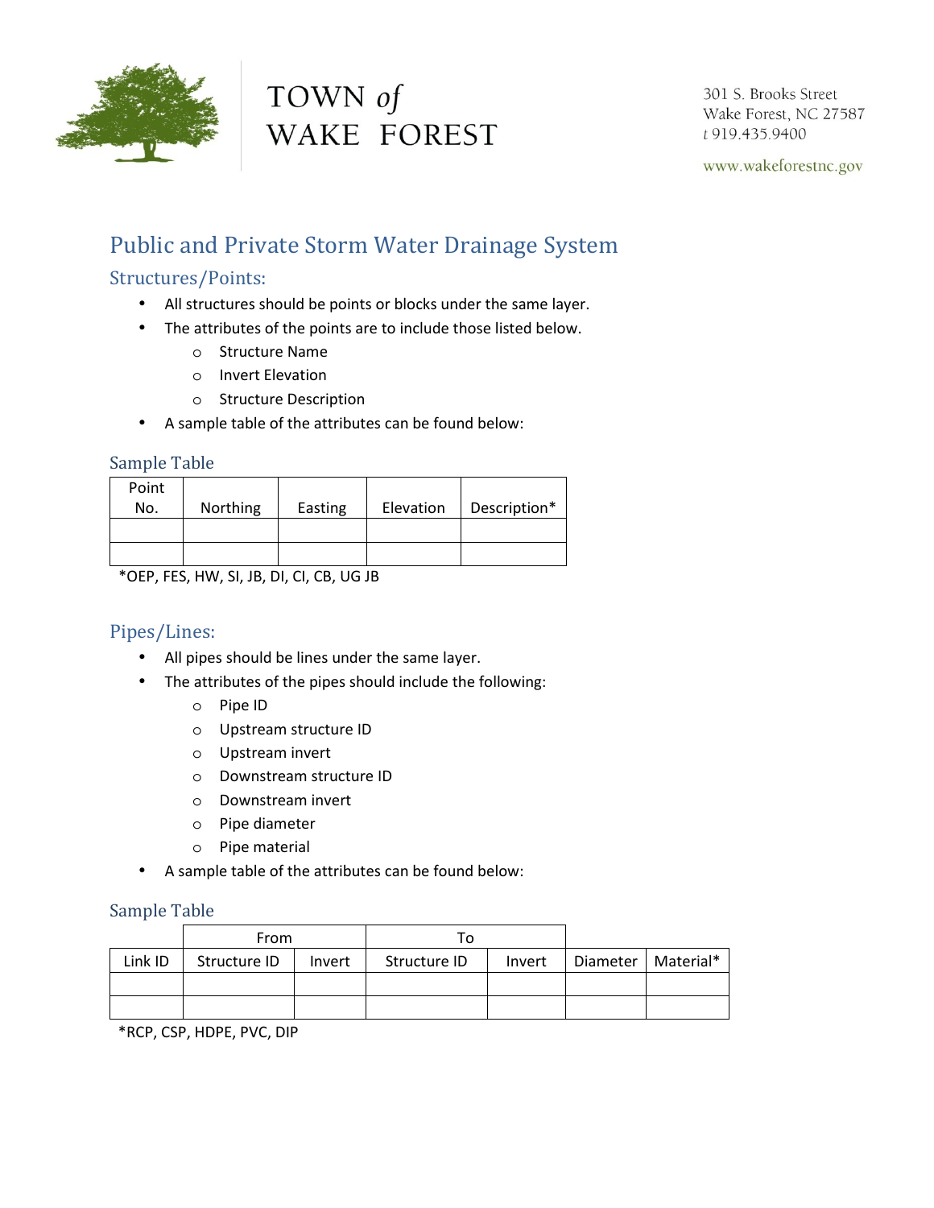TOWN *of*
WAKE FOREST

301 S. Brooks Street
Wake Forest, NC 27587
t 919.435.9400

www.wakeforestnc.gov

# Public and Private Storm Water Drainage System

## Structures/Points:

- All structures should be points or blocks under the same layer.
- The attributes of the points are to include those listed below.
  - Structure Name
  - Invert Elevation
  - Structure Description
- A sample table of the attributes can be found below:

### Sample Table

| Point No. | Northing | Easting | Elevation | Description* |
|---|---|---|---|---|
| | | | | |
| | | | | |

*OEP, FES, HW, SI, JB, DI, CI, CB, UG JB

## Pipes/Lines:

- All pipes should be lines under the same layer.
- The attributes of the pipes should include the following:
  - Pipe ID
  - Upstream structure ID
  - Upstream invert
  - Downstream structure ID
  - Downstream invert
  - Pipe diameter
  - Pipe material
- A sample table of the attributes can be found below:

### Sample Table

| | From | | To | | | |
|---|---|---|---|---|---|---|
| Link ID | Structure ID | Invert | Structure ID | Invert | Diameter | Material* |
| | | | | | | |
| | | | | | | |

*RCP, CSP, HDPE, PVC, DIP